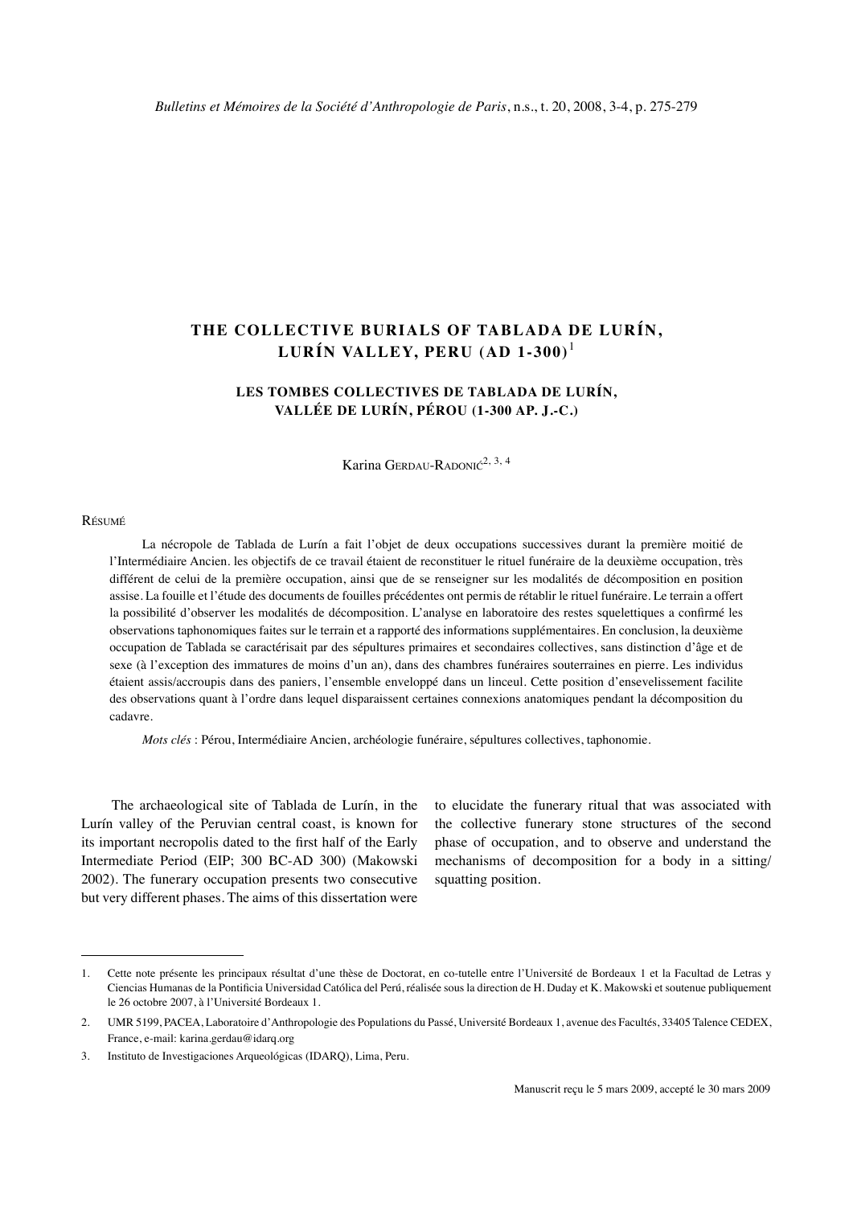# THE COLLECTIVE BURIALS OF TABLADA DE LURÍN, LURÍN VALLEY, PERU (AD 1-300)[1]

## LES TOMBES COLLECTIVES DE TABLADA DE LURÍN, VALLÉE DE LURÍN, PÉROU (1-300 AP. J.-C.)

Karina Gerdau-Radonić[2, 3, 4]

Résumé

La nécropole de Tablada de Lurín a fait l'objet de deux occupations successives durant la première moitié de l'Intermédiaire Ancien. les objectifs de ce travail étaient de reconstituer le rituel funéraire de la deuxième occupation, très différent de celui de la première occupation, ainsi que de se renseigner sur les modalités de décomposition en position assise. La fouille et l'étude des documents de fouilles précédentes ont permis de rétablir le rituel funéraire. Le terrain a offert la possibilité d'observer les modalités de décomposition. L'analyse en laboratoire des restes squelettiques a confirmé les observations taphonomiques faites sur le terrain et a rapporté des informations supplémentaires. En conclusion, la deuxième occupation de Tablada se caractérisait par des sépultures primaires et secondaires collectives, sans distinction d'âge et de sexe (à l'exception des immatures de moins d'un an), dans des chambres funéraires souterraines en pierre. Les individus étaient assis/accroupis dans des paniers, l'ensemble enveloppé dans un linceul. Cette position d'ensevelissement facilite des observations quant à l'ordre dans lequel disparaissent certaines connexions anatomiques pendant la décomposition du cadavre.

*Mots clés* : Pérou, Intermédiaire Ancien, archéologie funéraire, sépultures collectives, taphonomie.

The archaeological site of Tablada de Lurín, in the Lurín valley of the Peruvian central coast, is known for its important necropolis dated to the first half of the Early Intermediate Period (EIP; 300 BC-AD 300) (Makowski 2002). The funerary occupation presents two consecutive but very different phases. The aims of this dissertation were to elucidate the funerary ritual that was associated with the collective funerary stone structures of the second phase of occupation, and to observe and understand the mechanisms of decomposition for a body in a sitting/squatting position.

---

1. Cette note présente les principaux résultat d'une thèse de Doctorat, en co-tutelle entre l'Université de Bordeaux 1 et la Facultad de Letras y Ciencias Humanas de la Pontificia Universidad Católica del Perú, réalisée sous la direction de H. Duday et K. Makowski et soutenue publiquement le 26 octobre 2007, à l'Université Bordeaux 1.

2. UMR 5199, PACEA, Laboratoire d'Anthropologie des Populations du Passé, Université Bordeaux 1, avenue des Facultés, 33405 Talence CEDEX, France, e-mail: karina.gerdau@idarq.org

3. Instituto de Investigaciones Arqueológicas (IDARQ), Lima, Peru.

Manuscrit reçu le 5 mars 2009, accepté le 30 mars 2009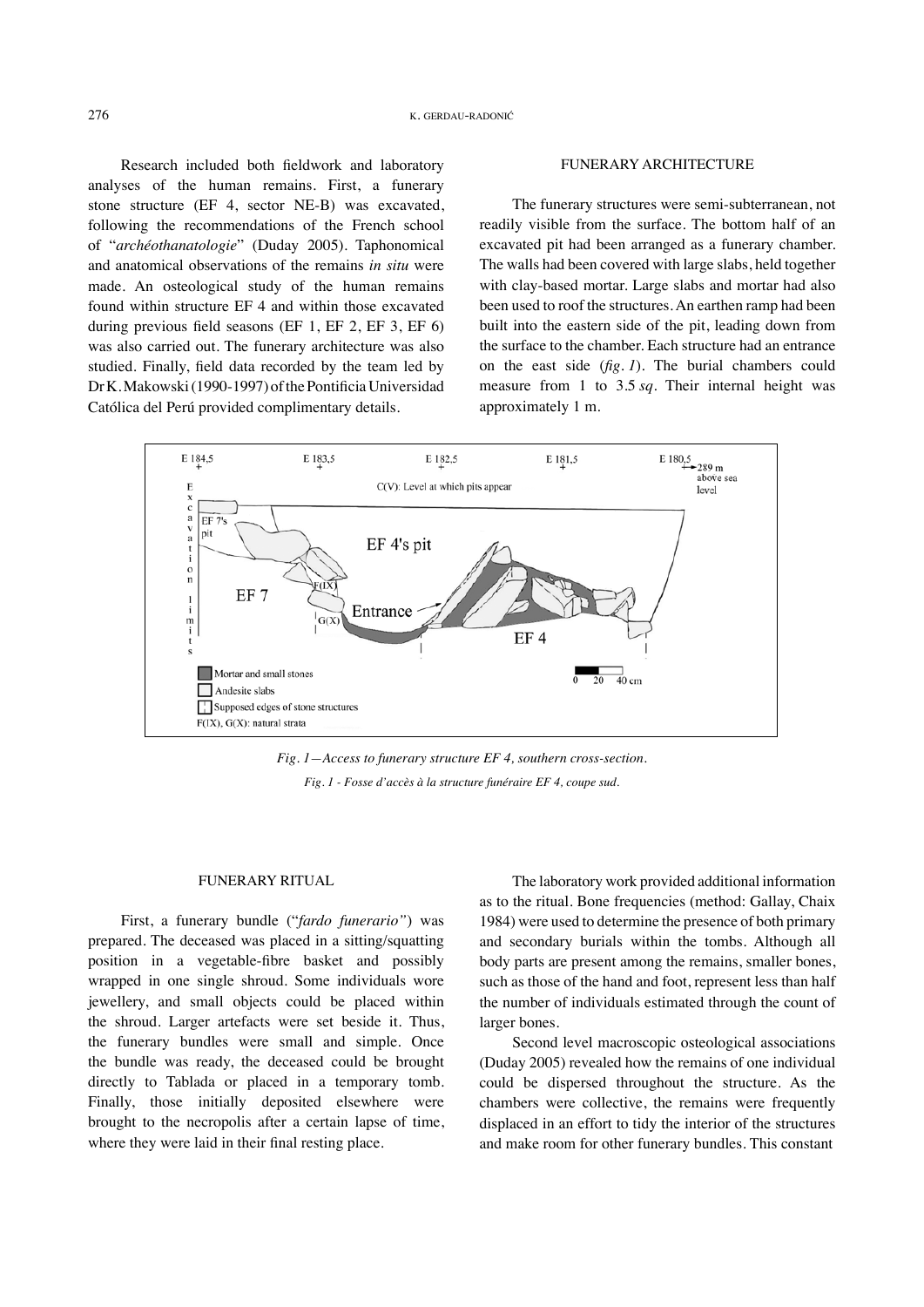Research included both fieldwork and laboratory analyses of the human remains. First, a funerary stone structure (EF 4, sector NE-B) was excavated, following the recommendations of the French school of "*archéothanatologie*" (Duday 2005). Taphonomical and anatomical observations of the remains *in situ* were made. An osteological study of the human remains found within structure EF 4 and within those excavated during previous field seasons (EF 1, EF 2, EF 3, EF 6) was also carried out. The funerary architecture was also studied. Finally, field data recorded by the team led by Dr K. Makowski (1990-1997) of the Pontificia Universidad Católica del Perú provided complimentary details.

## FUNERARY ARCHITECTURE

The funerary structures were semi-subterranean, not readily visible from the surface. The bottom half of an excavated pit had been arranged as a funerary chamber. The walls had been covered with large slabs, held together with clay-based mortar. Large slabs and mortar had also been used to roof the structures. An earthen ramp had been built into the eastern side of the pit, leading down from the surface to the chamber. Each structure had an entrance on the east side (*fig. 1*). The burial chambers could measure from 1 to 3.5 *sq*. Their internal height was approximately 1 m.

*Fig. 1—Access to funerary structure EF 4, southern cross-section.*

*Fig. 1 - Fosse d'accès à la structure funéraire EF 4, coupe sud.*

## FUNERARY RITUAL

First, a funerary bundle ("*fardo funerario"*) was prepared. The deceased was placed in a sitting/squatting position in a vegetable-fibre basket and possibly wrapped in one single shroud. Some individuals wore jewellery, and small objects could be placed within the shroud. Larger artefacts were set beside it. Thus, the funerary bundles were small and simple. Once the bundle was ready, the deceased could be brought directly to Tablada or placed in a temporary tomb. Finally, those initially deposited elsewhere were brought to the necropolis after a certain lapse of time, where they were laid in their final resting place.

The laboratory work provided additional information as to the ritual. Bone frequencies (method: Gallay, Chaix 1984) were used to determine the presence of both primary and secondary burials within the tombs. Although all body parts are present among the remains, smaller bones, such as those of the hand and foot, represent less than half the number of individuals estimated through the count of larger bones.

Second level macroscopic osteological associations (Duday 2005) revealed how the remains of one individual could be dispersed throughout the structure. As the chambers were collective, the remains were frequently displaced in an effort to tidy the interior of the structures and make room for other funerary bundles. This constant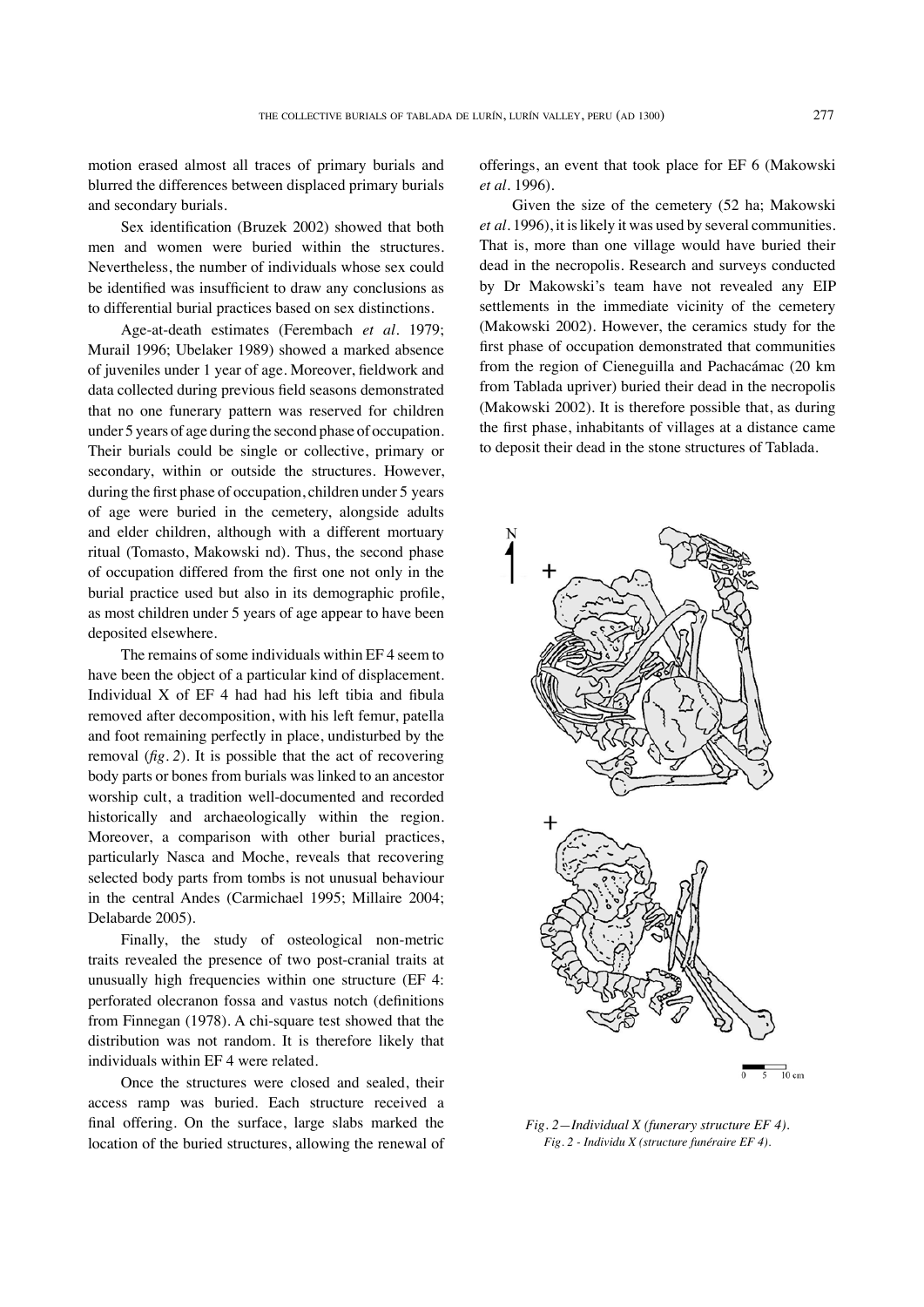motion erased almost all traces of primary burials and blurred the differences between displaced primary burials and secondary burials.

Sex identification (Bruzek 2002) showed that both men and women were buried within the structures. Nevertheless, the number of individuals whose sex could be identified was insufficient to draw any conclusions as to differential burial practices based on sex distinctions.

Age-at-death estimates (Ferembach *et al*. 1979; Murail 1996; Ubelaker 1989) showed a marked absence of juveniles under 1 year of age. Moreover, fieldwork and data collected during previous field seasons demonstrated that no one funerary pattern was reserved for children under 5 years of age during the second phase of occupation. Their burials could be single or collective, primary or secondary, within or outside the structures. However, during the first phase of occupation, children under 5 years of age were buried in the cemetery, alongside adults and elder children, although with a different mortuary ritual (Tomasto, Makowski nd). Thus, the second phase of occupation differed from the first one not only in the burial practice used but also in its demographic profile, as most children under 5 years of age appear to have been deposited elsewhere.

The remains of some individuals within EF 4 seem to have been the object of a particular kind of displacement. Individual X of EF 4 had had his left tibia and fibula removed after decomposition, with his left femur, patella and foot remaining perfectly in place, undisturbed by the removal (*fig. 2*). It is possible that the act of recovering body parts or bones from burials was linked to an ancestor worship cult, a tradition well-documented and recorded historically and archaeologically within the region. Moreover, a comparison with other burial practices, particularly Nasca and Moche, reveals that recovering selected body parts from tombs is not unusual behaviour in the central Andes (Carmichael 1995; Millaire 2004; Delabarde 2005).

Finally, the study of osteological non-metric traits revealed the presence of two post-cranial traits at unusually high frequencies within one structure (EF 4: perforated olecranon fossa and vastus notch (definitions from Finnegan (1978). A chi-square test showed that the distribution was not random. It is therefore likely that individuals within EF 4 were related.

Once the structures were closed and sealed, their access ramp was buried. Each structure received a final offering. On the surface, large slabs marked the location of the buried structures, allowing the renewal of offerings, an event that took place for EF 6 (Makowski *et al*. 1996).

Given the size of the cemetery (52 ha; Makowski *et al*. 1996), it is likely it was used by several communities. That is, more than one village would have buried their dead in the necropolis. Research and surveys conducted by Dr Makowski's team have not revealed any EIP settlements in the immediate vicinity of the cemetery (Makowski 2002). However, the ceramics study for the first phase of occupation demonstrated that communities from the region of Cieneguilla and Pachacámac (20 km from Tablada upriver) buried their dead in the necropolis (Makowski 2002). It is therefore possible that, as during the first phase, inhabitants of villages at a distance came to deposit their dead in the stone structures of Tablada.

*Fig. 2—Individual X (funerary structure EF 4).*
*Fig. 2 - Individu X (structure funéraire EF 4).*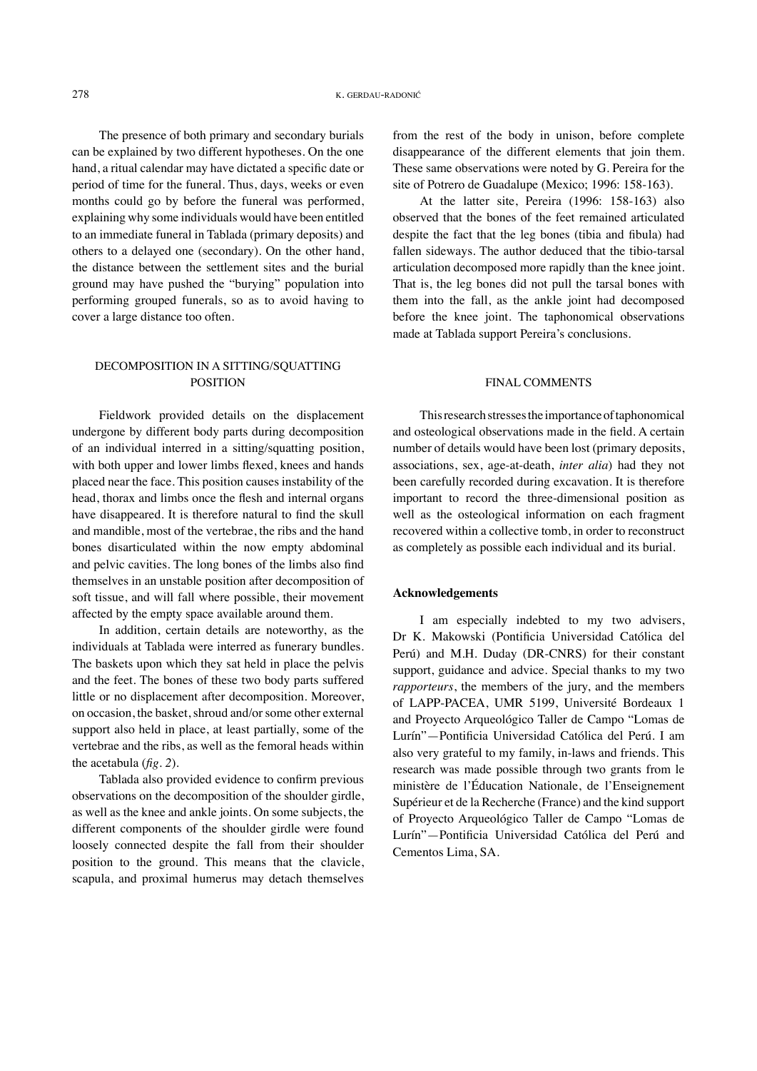The presence of both primary and secondary burials can be explained by two different hypotheses. On the one hand, a ritual calendar may have dictated a specific date or period of time for the funeral. Thus, days, weeks or even months could go by before the funeral was performed, explaining why some individuals would have been entitled to an immediate funeral in Tablada (primary deposits) and others to a delayed one (secondary). On the other hand, the distance between the settlement sites and the burial ground may have pushed the "burying" population into performing grouped funerals, so as to avoid having to cover a large distance too often.

## DECOMPOSITION IN A SITTING/SQUATTING POSITION

Fieldwork provided details on the displacement undergone by different body parts during decomposition of an individual interred in a sitting/squatting position, with both upper and lower limbs flexed, knees and hands placed near the face. This position causes instability of the head, thorax and limbs once the flesh and internal organs have disappeared. It is therefore natural to find the skull and mandible, most of the vertebrae, the ribs and the hand bones disarticulated within the now empty abdominal and pelvic cavities. The long bones of the limbs also find themselves in an unstable position after decomposition of soft tissue, and will fall where possible, their movement affected by the empty space available around them.

In addition, certain details are noteworthy, as the individuals at Tablada were interred as funerary bundles. The baskets upon which they sat held in place the pelvis and the feet. The bones of these two body parts suffered little or no displacement after decomposition. Moreover, on occasion, the basket, shroud and/or some other external support also held in place, at least partially, some of the vertebrae and the ribs, as well as the femoral heads within the acetabula (*fig. 2*).

Tablada also provided evidence to confirm previous observations on the decomposition of the shoulder girdle, as well as the knee and ankle joints. On some subjects, the different components of the shoulder girdle were found loosely connected despite the fall from their shoulder position to the ground. This means that the clavicle, scapula, and proximal humerus may detach themselves from the rest of the body in unison, before complete disappearance of the different elements that join them. These same observations were noted by G. Pereira for the site of Potrero de Guadalupe (Mexico; 1996: 158-163).

At the latter site, Pereira (1996: 158-163) also observed that the bones of the feet remained articulated despite the fact that the leg bones (tibia and fibula) had fallen sideways. The author deduced that the tibio-tarsal articulation decomposed more rapidly than the knee joint. That is, the leg bones did not pull the tarsal bones with them into the fall, as the ankle joint had decomposed before the knee joint. The taphonomical observations made at Tablada support Pereira's conclusions.

## FINAL COMMENTS

This research stresses the importance of taphonomical and osteological observations made in the field. A certain number of details would have been lost (primary deposits, associations, sex, age-at-death, *inter alia*) had they not been carefully recorded during excavation. It is therefore important to record the three-dimensional position as well as the osteological information on each fragment recovered within a collective tomb, in order to reconstruct as completely as possible each individual and its burial.

### Acknowledgements

I am especially indebted to my two advisers, Dr K. Makowski (Pontificia Universidad Católica del Perú) and M.H. Duday (DR-CNRS) for their constant support, guidance and advice. Special thanks to my two *rapporteurs*, the members of the jury, and the members of LAPP-PACEA, UMR 5199, Université Bordeaux 1 and Proyecto Arqueológico Taller de Campo "Lomas de Lurín"—Pontificia Universidad Católica del Perú. I am also very grateful to my family, in-laws and friends. This research was made possible through two grants from le ministère de l'Éducation Nationale, de l'Enseignement Supérieur et de la Recherche (France) and the kind support of Proyecto Arqueológico Taller de Campo "Lomas de Lurín"—Pontificia Universidad Católica del Perú and Cementos Lima, SA.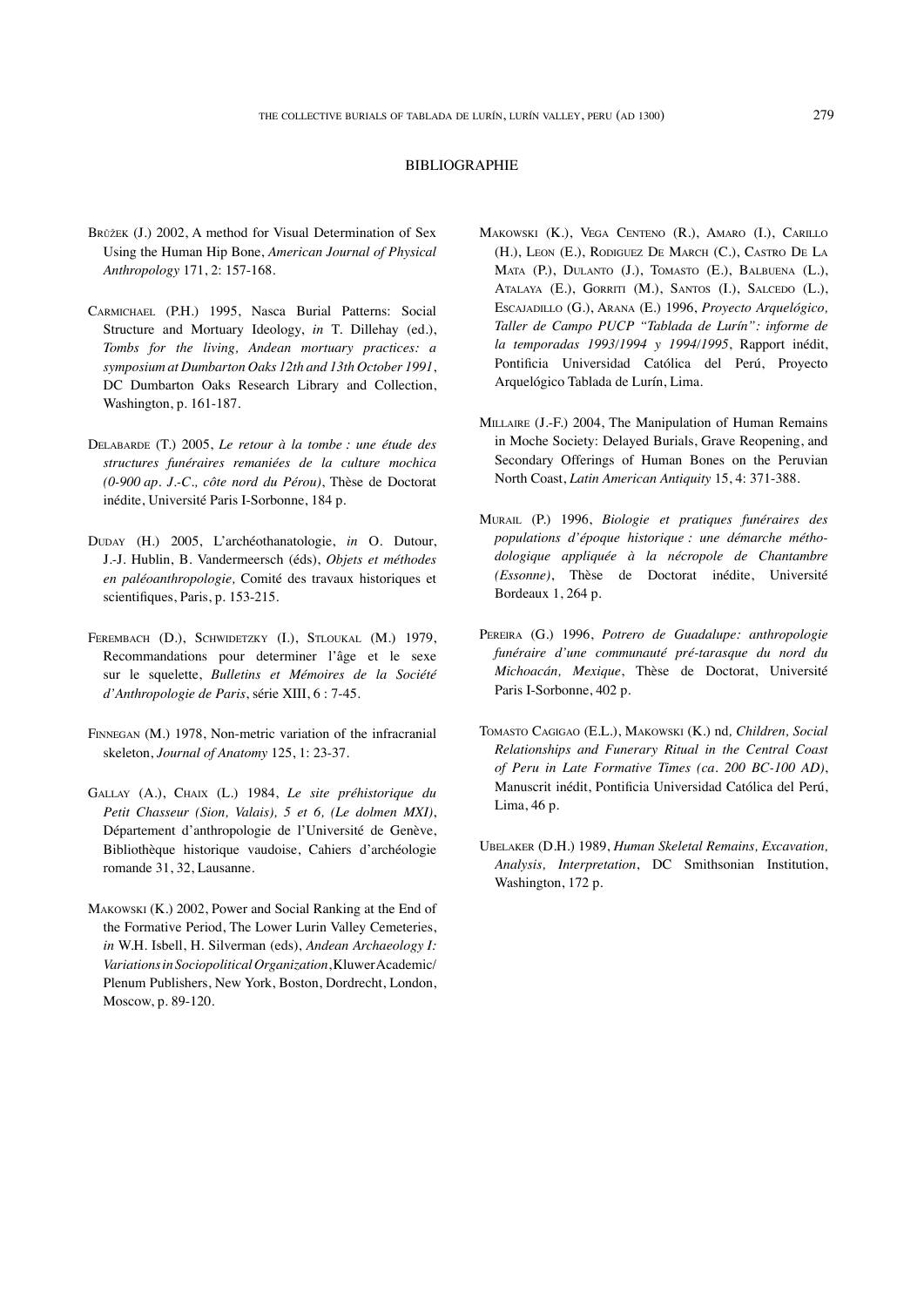# BIBLIOGRAPHIE

Brůžek (J.) 2002, A method for Visual Determination of Sex Using the Human Hip Bone, *American Journal of Physical Anthropology* 171, 2: 157-168.

Carmichael (P.H.) 1995, Nasca Burial Patterns: Social Structure and Mortuary Ideology, *in* T. Dillehay (ed.), *Tombs for the living, Andean mortuary practices: a symposium at Dumbarton Oaks 12th and 13th October 1991*, DC Dumbarton Oaks Research Library and Collection, Washington, p. 161-187.

Delabarde (T.) 2005, *Le retour à la tombe : une étude des structures funéraires remaniées de la culture mochica (0-900 ap. J.-C., côte nord du Pérou)*, Thèse de Doctorat inédite, Université Paris I-Sorbonne, 184 p.

Duday (H.) 2005, L'archéothanatologie, *in* O. Dutour, J.-J. Hublin, B. Vandermeersch (éds), *Objets et méthodes en paléoanthropologie,* Comité des travaux historiques et scientifiques, Paris, p. 153-215.

Ferembach (D.), Schwidetzky (I.), Stloukal (M.) 1979, Recommandations pour determiner l'âge et le sexe sur le squelette, *Bulletins et Mémoires de la Société d'Anthropologie de Paris*, série XIII, 6 : 7-45.

Finnegan (M.) 1978, Non-metric variation of the infracranial skeleton, *Journal of Anatomy* 125, 1: 23-37.

Gallay (A.), Chaix (L.) 1984, *Le site préhistorique du Petit Chasseur (Sion, Valais), 5 et 6, (Le dolmen MXI)*, Département d'anthropologie de l'Université de Genève, Bibliothèque historique vaudoise, Cahiers d'archéologie romande 31, 32, Lausanne.

Makowski (K.) 2002, Power and Social Ranking at the End of the Formative Period, The Lower Lurin Valley Cemeteries, *in* W.H. Isbell, H. Silverman (eds), *Andean Archaeology I: Variations in Sociopolitical Organization*, Kluwer Academic/ Plenum Publishers, New York, Boston, Dordrecht, London, Moscow, p. 89-120.

Makowski (K.), Vega Centeno (R.), Amaro (I.), Carillo (H.), Leon (E.), Rodiguez De March (C.), Castro De La Mata (P.), Dulanto (J.), Tomasto (E.), Balbuena (L.), Atalaya (E.), Gorriti (M.), Santos (I.), Salcedo (L.), Escajadillo (G.), Arana (E.) 1996, *Proyecto Arquelógico, Taller de Campo PUCP "Tablada de Lurín": informe de la temporadas 1993/1994 y 1994/1995*, Rapport inédit, Pontificia Universidad Católica del Perú, Proyecto Arquelógico Tablada de Lurín, Lima.

Millaire (J.-F.) 2004, The Manipulation of Human Remains in Moche Society: Delayed Burials, Grave Reopening, and Secondary Offerings of Human Bones on the Peruvian North Coast, *Latin American Antiquity* 15, 4: 371-388.

Murail (P.) 1996, *Biologie et pratiques funéraires des populations d'époque historique : une démarche méthodologique appliquée à la nécropole de Chantambre (Essonne)*, Thèse de Doctorat inédite, Université Bordeaux 1, 264 p.

Pereira (G.) 1996, *Potrero de Guadalupe: anthropologie funéraire d'une communauté pré-tarasque du nord du Michoacán, Mexique*, Thèse de Doctorat, Université Paris I-Sorbonne, 402 p.

Tomasto Cagigao (E.L.), Makowski (K.) nd, *Children, Social Relationships and Funerary Ritual in the Central Coast of Peru in Late Formative Times (ca. 200 BC-100 AD)*, Manuscrit inédit, Pontificia Universidad Católica del Perú, Lima, 46 p.

Ubelaker (D.H.) 1989, *Human Skeletal Remains, Excavation, Analysis, Interpretation*, DC Smithsonian Institution, Washington, 172 p.